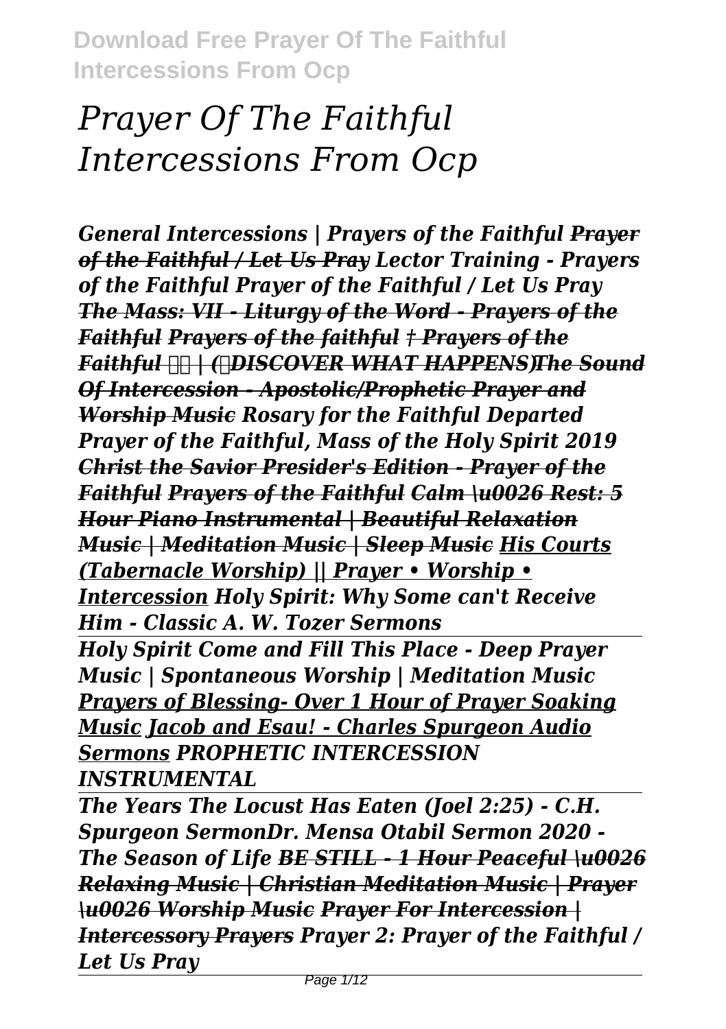# *Prayer Of The Faithful Intercessions From Ocp*

*General Intercessions | Prayers of the Faithful* ~~*Prayer of the Faithful / Let Us Pray*~~ *Lector Training - Prayers of the Faithful Prayer of the Faithful / Let Us Pray* ~~*The Mass: VII - Liturgy of the Word - Prayers of the Faithful*~~ ~~*Prayers of the faithful*~~ ~~*† Prayers of the Faithful*~~ ~~*| (DISCOVER WHAT HAPPENS)*~~~~*The Sound Of Intercession - Apostolic/Prophetic Prayer and Worship Music*~~ *Rosary for the Faithful Departed Prayer of the Faithful, Mass of the Holy Spirit 2019* ~~*Christ the Savior Presider's Edition - Prayer of the Faithful*~~ ~~*Prayers of the Faithful*~~ ~~*Calm \u0026 Rest: 5 Hour Piano Instrumental | Beautiful Relaxation Music | Meditation Music | Sleep Music*~~ *His Courts (Tabernacle Worship) || Prayer • Worship • Intercession* *Holy Spirit: Why Some can't Receive Him - Classic A. W. Tozer Sermons*

*Holy Spirit Come and Fill This Place - Deep Prayer Music | Spontaneous Worship | Meditation Music* *Prayers of Blessing- Over 1 Hour of Prayer Soaking Music* *Jacob and Esau! - Charles Spurgeon Audio Sermons* *PROPHETIC INTERCESSION INSTRUMENTAL*

*The Years The Locust Has Eaten (Joel 2:25) - C.H. Spurgeon SermonDr. Mensa Otabil Sermon 2020 - The Season of Life* ~~*BE STILL - 1 Hour Peaceful \u0026 Relaxing Music | Christian Meditation Music | Prayer \u0026 Worship Music*~~ ~~*Prayer For Intercession | Intercessory Prayers*~~ *Prayer 2: Prayer of the Faithful / Let Us Pray*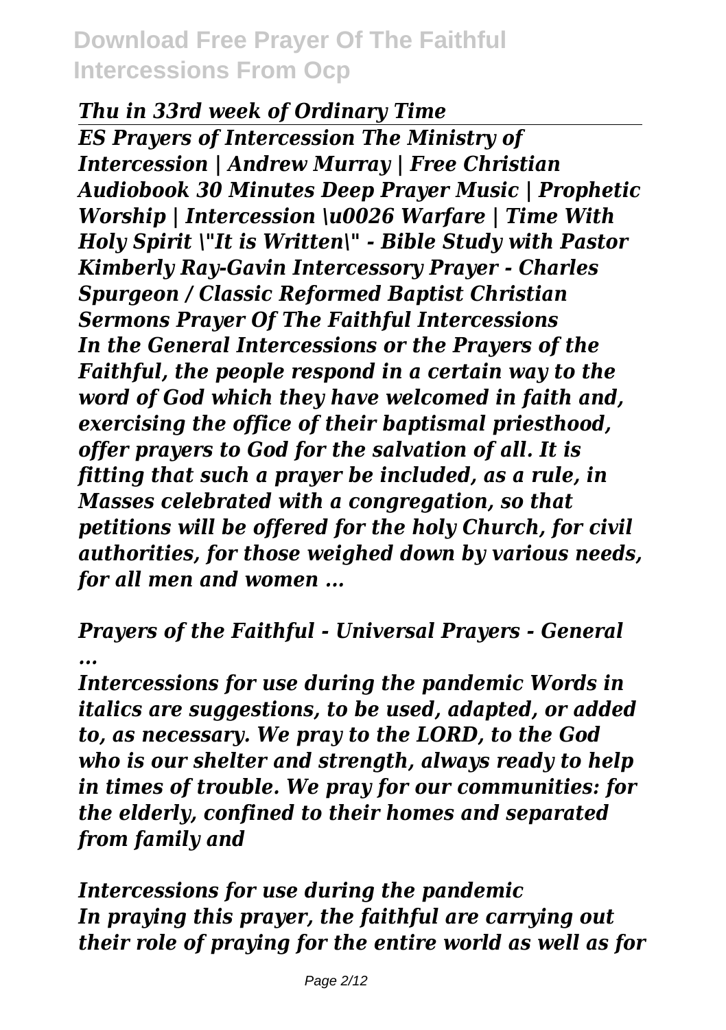*Thu in 33rd week of Ordinary Time*

*ES Prayers of Intercession The Ministry of Intercession | Andrew Murray | Free Christian Audiobook 30 Minutes Deep Prayer Music | Prophetic Worship | Intercession \u0026 Warfare | Time With Holy Spirit \"It is Written\" - Bible Study with Pastor Kimberly Ray-Gavin Intercessory Prayer - Charles Spurgeon / Classic Reformed Baptist Christian Sermons Prayer Of The Faithful Intercessions*

*In the General Intercessions or the Prayers of the Faithful, the people respond in a certain way to the word of God which they have welcomed in faith and, exercising the office of their baptismal priesthood, offer prayers to God for the salvation of all. It is fitting that such a prayer be included, as a rule, in Masses celebrated with a congregation, so that petitions will be offered for the holy Church, for civil authorities, for those weighed down by various needs, for all men and women ...*

*Prayers of the Faithful - Universal Prayers - General ...*

*Intercessions for use during the pandemic Words in italics are suggestions, to be used, adapted, or added to, as necessary. We pray to the LORD, to the God who is our shelter and strength, always ready to help in times of trouble. We pray for our communities: for the elderly, confined to their homes and separated from family and*

*Intercessions for use during the pandemic*

*In praying this prayer, the faithful are carrying out their role of praying for the entire world as well as for*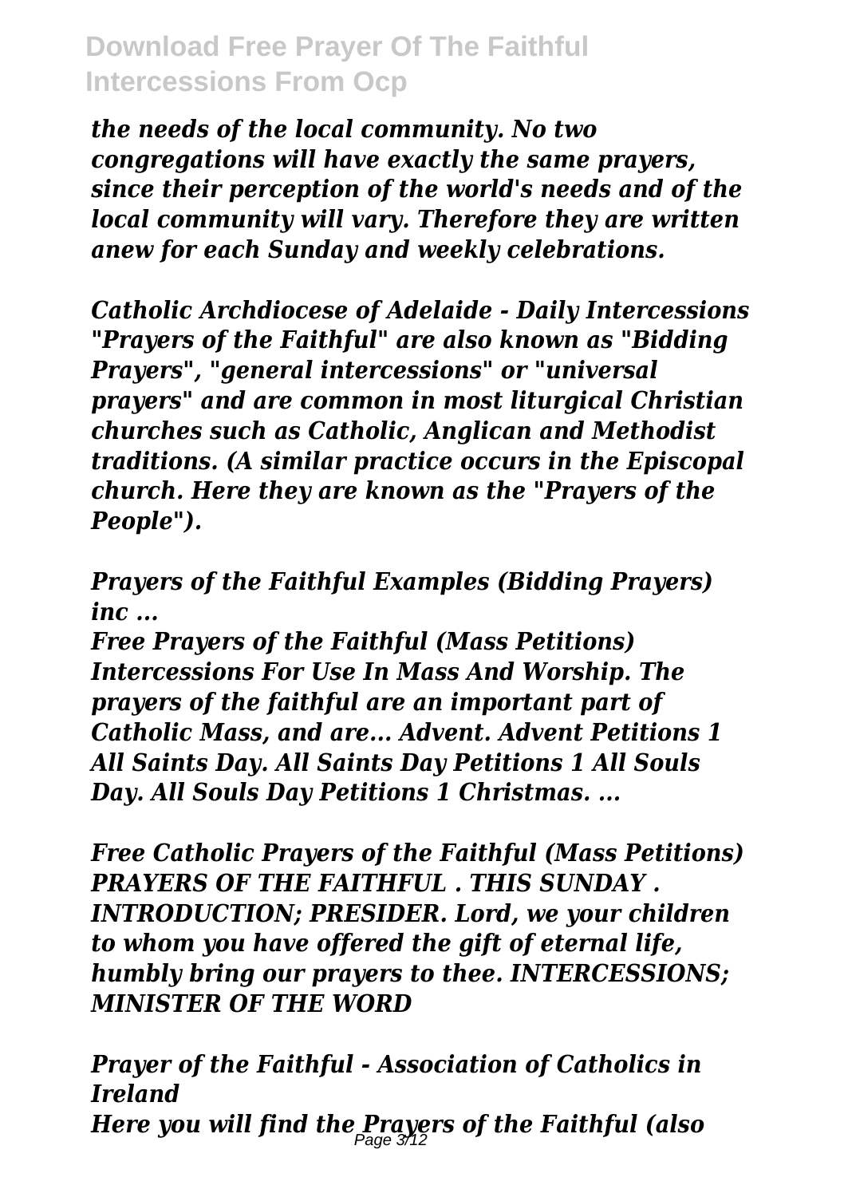*the needs of the local community. No two congregations will have exactly the same prayers, since their perception of the world's needs and of the local community will vary. Therefore they are written anew for each Sunday and weekly celebrations.*

*Catholic Archdiocese of Adelaide - Daily Intercessions "Prayers of the Faithful" are also known as "Bidding Prayers", "general intercessions" or "universal prayers" and are common in most liturgical Christian churches such as Catholic, Anglican and Methodist traditions. (A similar practice occurs in the Episcopal church. Here they are known as the "Prayers of the People").*

*Prayers of the Faithful Examples (Bidding Prayers) inc ...*

*Free Prayers of the Faithful (Mass Petitions) Intercessions For Use In Mass And Worship. The prayers of the faithful are an important part of Catholic Mass, and are... Advent. Advent Petitions 1 All Saints Day. All Saints Day Petitions 1 All Souls Day. All Souls Day Petitions 1 Christmas. ...*

*Free Catholic Prayers of the Faithful (Mass Petitions) PRAYERS OF THE FAITHFUL . THIS SUNDAY . INTRODUCTION; PRESIDER. Lord, we your children to whom you have offered the gift of eternal life, humbly bring our prayers to thee. INTERCESSIONS; MINISTER OF THE WORD*

*Prayer of the Faithful - Association of Catholics in Ireland*

*Here you will find the Prayers of the Faithful (also*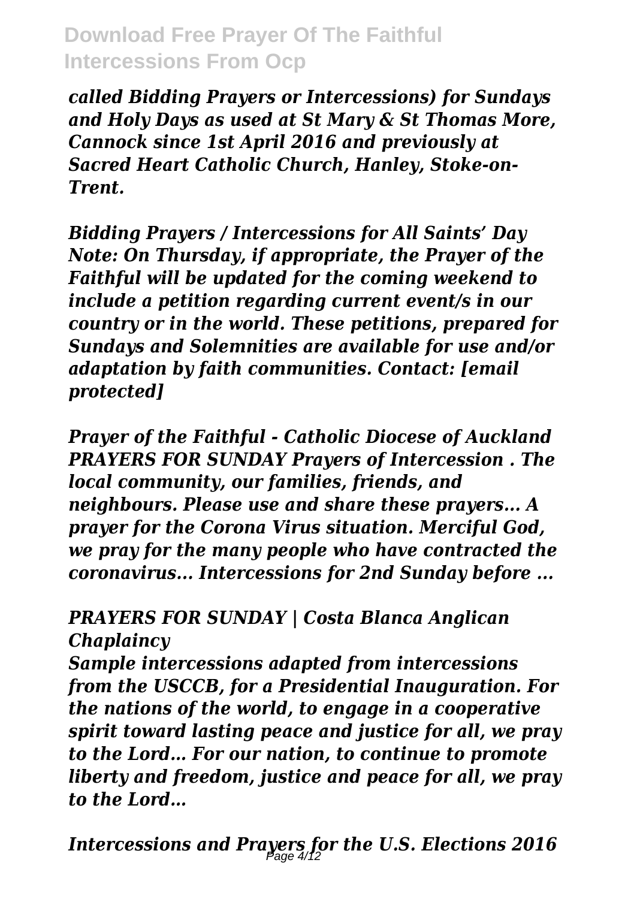*called Bidding Prayers or Intercessions) for Sundays and Holy Days as used at St Mary & St Thomas More, Cannock since 1st April 2016 and previously at Sacred Heart Catholic Church, Hanley, Stoke-on-Trent.*

***Bidding Prayers / Intercessions for All Saints' Day***
***Note: On Thursday, if appropriate, the Prayer of the Faithful will be updated for the coming weekend to include a petition regarding current event/s in our country or in the world. These petitions, prepared for Sundays and Solemnities are available for use and/or adaptation by faith communities. Contact: [email protected]***

***Prayer of the Faithful - Catholic Diocese of Auckland***
***PRAYERS FOR SUNDAY Prayers of Intercession . The local community, our families, friends, and neighbours. Please use and share these prayers... A prayer for the Corona Virus situation. Merciful God, we pray for the many people who have contracted the coronavirus... Intercessions for 2nd Sunday before ...***

***PRAYERS FOR SUNDAY | Costa Blanca Anglican Chaplaincy***
***Sample intercessions adapted from intercessions from the USCCB, for a Presidential Inauguration. For the nations of the world, to engage in a cooperative spirit toward lasting peace and justice for all, we pray to the Lord… For our nation, to continue to promote liberty and freedom, justice and peace for all, we pray to the Lord…***

***Intercessions and Prayers for the U.S. Elections 2016***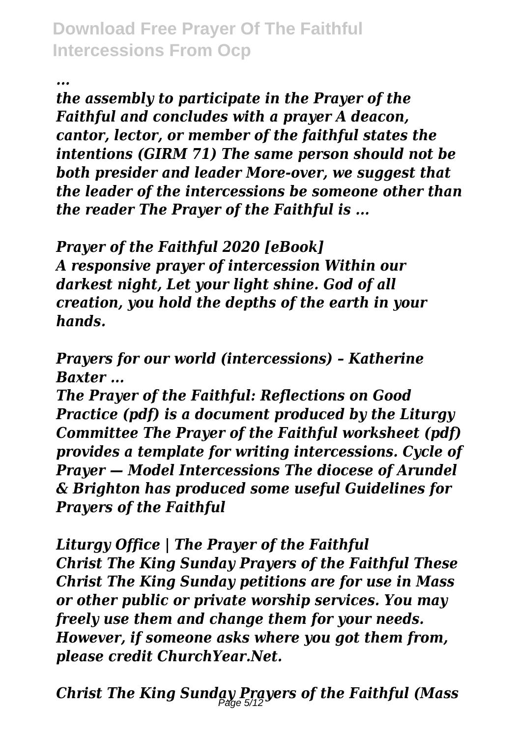*...*

*the assembly to participate in the Prayer of the Faithful and concludes with a prayer A deacon, cantor, lector, or member of the faithful states the intentions (GIRM 71) The same person should not be both presider and leader More-over, we suggest that the leader of the intercessions be someone other than the reader The Prayer of the Faithful is ...*

*Prayer of the Faithful 2020 [eBook]*
*A responsive prayer of intercession Within our darkest night, Let your light shine. God of all creation, you hold the depths of the earth in your hands.*

*Prayers for our world (intercessions) – Katherine Baxter ...*

*The Prayer of the Faithful: Reflections on Good Practice (pdf) is a document produced by the Liturgy Committee The Prayer of the Faithful worksheet (pdf) provides a template for writing intercessions. Cycle of Prayer — Model Intercessions The diocese of Arundel & Brighton has produced some useful Guidelines for Prayers of the Faithful*

*Liturgy Office | The Prayer of the Faithful*
*Christ The King Sunday Prayers of the Faithful These Christ The King Sunday petitions are for use in Mass or other public or private worship services. You may freely use them and change them for your needs. However, if someone asks where you got them from, please credit ChurchYear.Net.*

*Christ The King Sunday Prayers of the Faithful (Mass*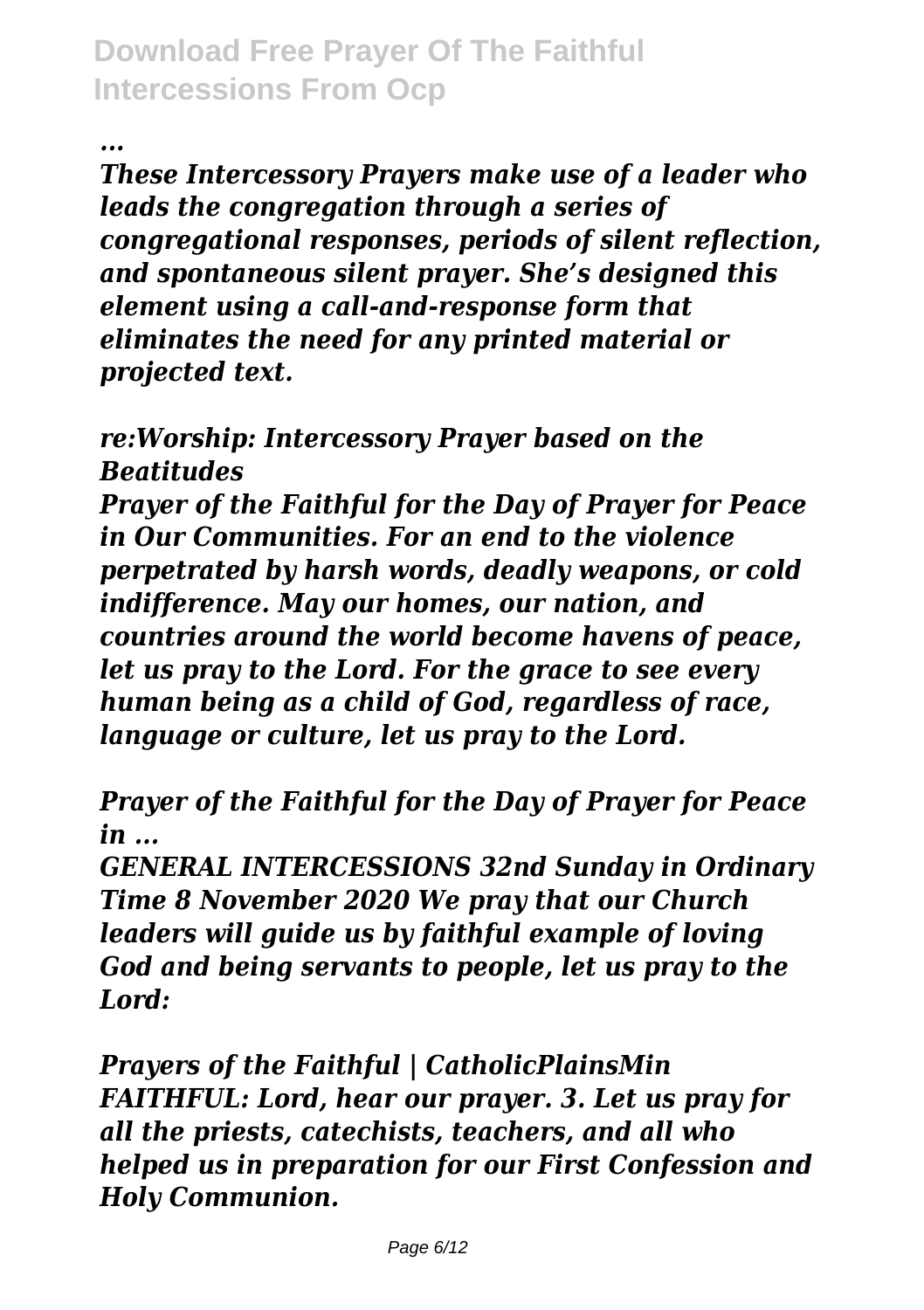*...*

*These Intercessory Prayers make use of a leader who leads the congregation through a series of congregational responses, periods of silent reflection, and spontaneous silent prayer. She's designed this element using a call-and-response form that eliminates the need for any printed material or projected text.*

*re:Worship: Intercessory Prayer based on the Beatitudes*

*Prayer of the Faithful for the Day of Prayer for Peace in Our Communities. For an end to the violence perpetrated by harsh words, deadly weapons, or cold indifference. May our homes, our nation, and countries around the world become havens of peace, let us pray to the Lord. For the grace to see every human being as a child of God, regardless of race, language or culture, let us pray to the Lord.*

*Prayer of the Faithful for the Day of Prayer for Peace in ...*

*GENERAL INTERCESSIONS 32nd Sunday in Ordinary Time 8 November 2020 We pray that our Church leaders will guide us by faithful example of loving God and being servants to people, let us pray to the Lord:*

*Prayers of the Faithful | CatholicPlainsMin*

*FAITHFUL: Lord, hear our prayer. 3. Let us pray for all the priests, catechists, teachers, and all who helped us in preparation for our First Confession and Holy Communion.*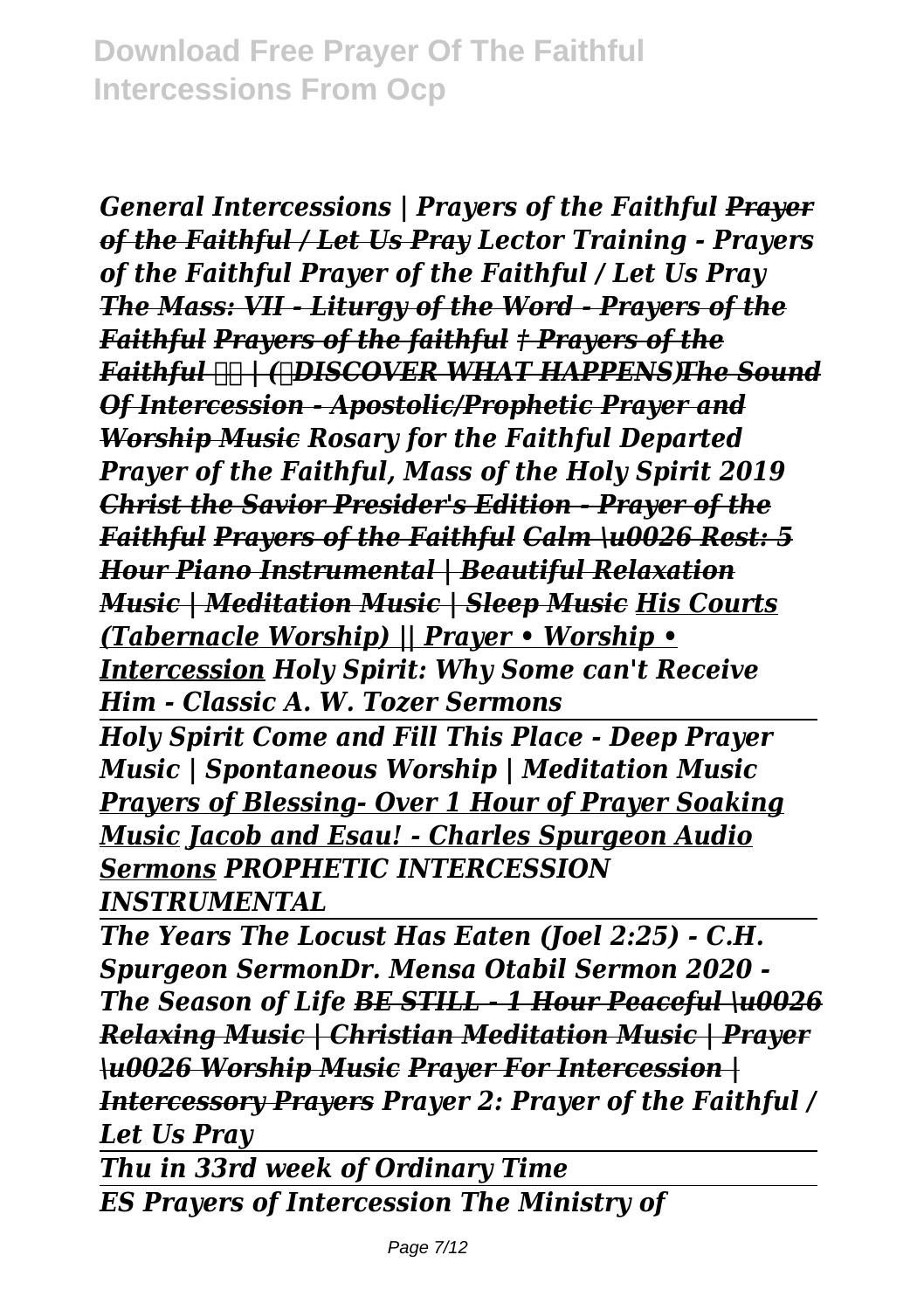*General Intercessions | Prayers of the Faithful* ***Prayer of the Faithful / Let Us Pray*** *Lector Training - Prayers of the Faithful Prayer of the Faithful / Let Us Pray* ***The Mass: VII - Liturgy of the Word - Prayers of the Faithful*** ***Prayers of the faithful*** ***† Prayers of the Faithful ❤️ | (✅DISCOVER WHAT HAPPENS)The Sound Of Intercession - Apostolic/Prophetic Prayer and Worship Music*** *Rosary for the Faithful Departed Prayer of the Faithful, Mass of the Holy Spirit 2019* ***Christ the Savior Presider's Edition - Prayer of the Faithful*** ***Prayers of the Faithful*** ***Calm \u0026 Rest: 5 Hour Piano Instrumental | Beautiful Relaxation Music | Meditation Music | Sleep Music*** ***His Courts (Tabernacle Worship) || Prayer • Worship • Intercession*** *Holy Spirit: Why Some can't Receive Him - Classic A. W. Tozer Sermons*

*Holy Spirit Come and Fill This Place - Deep Prayer Music | Spontaneous Worship | Meditation Music* ***Prayers of Blessing- Over 1 Hour of Prayer Soaking Music*** ***Jacob and Esau! - Charles Spurgeon Audio Sermons*** *PROPHETIC INTERCESSION INSTRUMENTAL*

*The Years The Locust Has Eaten (Joel 2:25) - C.H. Spurgeon SermonDr. Mensa Otabil Sermon 2020 - The Season of Life* ***BE STILL - 1 Hour Peaceful \u0026 Relaxing Music | Christian Meditation Music | Prayer \u0026 Worship Music*** ***Prayer For Intercession | Intercessory Prayers*** *Prayer 2: Prayer of the Faithful / Let Us Pray*

*Thu in 33rd week of Ordinary Time*

*ES Prayers of Intercession The Ministry of*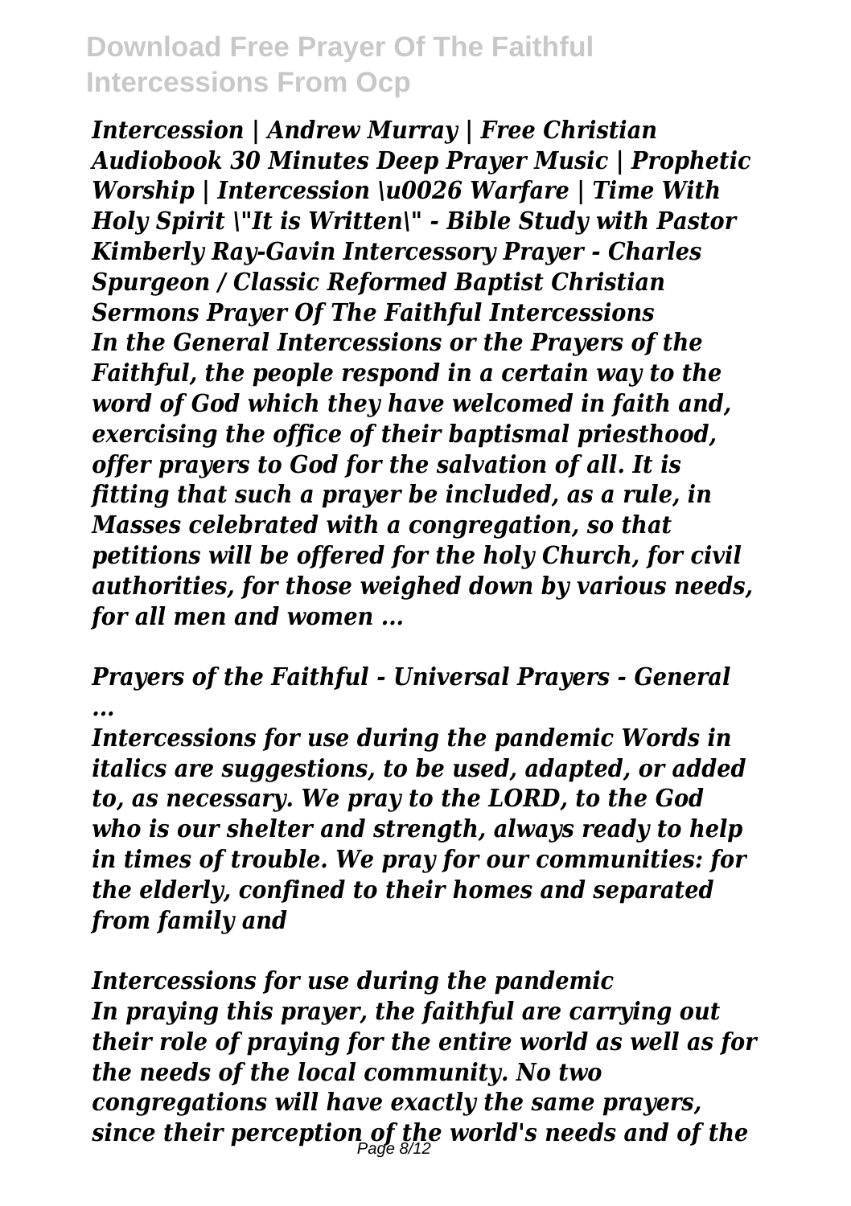*Intercession | Andrew Murray | Free Christian Audiobook 30 Minutes Deep Prayer Music | Prophetic Worship | Intercession \u0026 Warfare | Time With Holy Spirit \"It is Written\" - Bible Study with Pastor Kimberly Ray-Gavin Intercessory Prayer - Charles Spurgeon / Classic Reformed Baptist Christian Sermons Prayer Of The Faithful Intercessions*
*In the General Intercessions or the Prayers of the Faithful, the people respond in a certain way to the word of God which they have welcomed in faith and, exercising the office of their baptismal priesthood, offer prayers to God for the salvation of all. It is fitting that such a prayer be included, as a rule, in Masses celebrated with a congregation, so that petitions will be offered for the holy Church, for civil authorities, for those weighed down by various needs, for all men and women ...*

*Prayers of the Faithful - Universal Prayers - General ...*

*Intercessions for use during the pandemic Words in italics are suggestions, to be used, adapted, or added to, as necessary. We pray to the LORD, to the God who is our shelter and strength, always ready to help in times of trouble. We pray for our communities: for the elderly, confined to their homes and separated from family and*

*Intercessions for use during the pandemic*
*In praying this prayer, the faithful are carrying out their role of praying for the entire world as well as for the needs of the local community. No two congregations will have exactly the same prayers, since their perception of the world's needs and of the*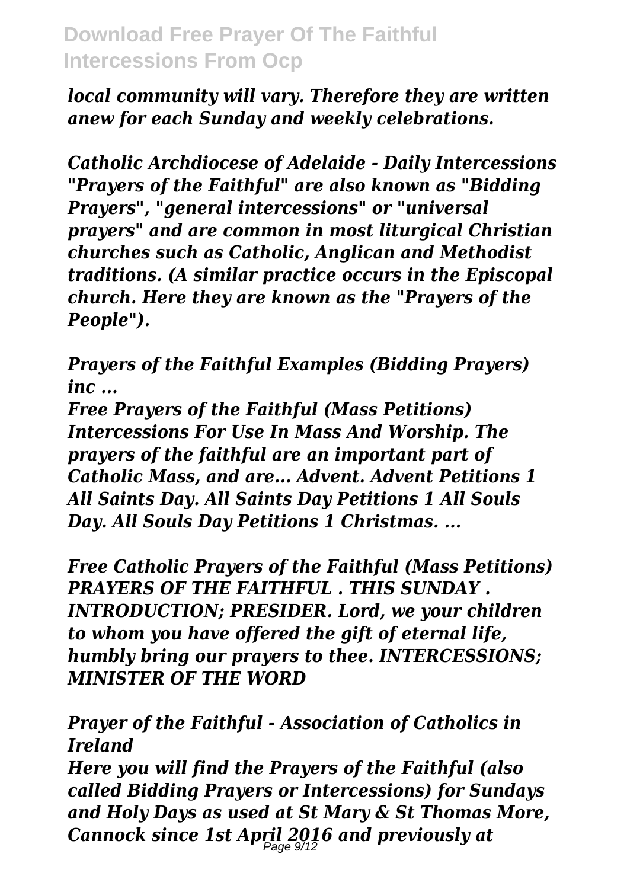*local community will vary. Therefore they are written anew for each Sunday and weekly celebrations.*

***Catholic Archdiocese of Adelaide - Daily Intercessions***
***"Prayers of the Faithful" are also known as "Bidding Prayers", "general intercessions" or "universal prayers" and are common in most liturgical Christian churches such as Catholic, Anglican and Methodist traditions. (A similar practice occurs in the Episcopal church. Here they are known as the "Prayers of the People").***

***Prayers of the Faithful Examples (Bidding Prayers) inc ...***

***Free Prayers of the Faithful (Mass Petitions) Intercessions For Use In Mass And Worship. The prayers of the faithful are an important part of Catholic Mass, and are... Advent. Advent Petitions 1 All Saints Day. All Saints Day Petitions 1 All Souls Day. All Souls Day Petitions 1 Christmas. ...***

***Free Catholic Prayers of the Faithful (Mass Petitions)***
***PRAYERS OF THE FAITHFUL . THIS SUNDAY . INTRODUCTION; PRESIDER. Lord, we your children to whom you have offered the gift of eternal life, humbly bring our prayers to thee. INTERCESSIONS; MINISTER OF THE WORD***

***Prayer of the Faithful - Association of Catholics in Ireland***
***Here you will find the Prayers of the Faithful (also called Bidding Prayers or Intercessions) for Sundays and Holy Days as used at St Mary & St Thomas More, Cannock since 1st April 2016 and previously at***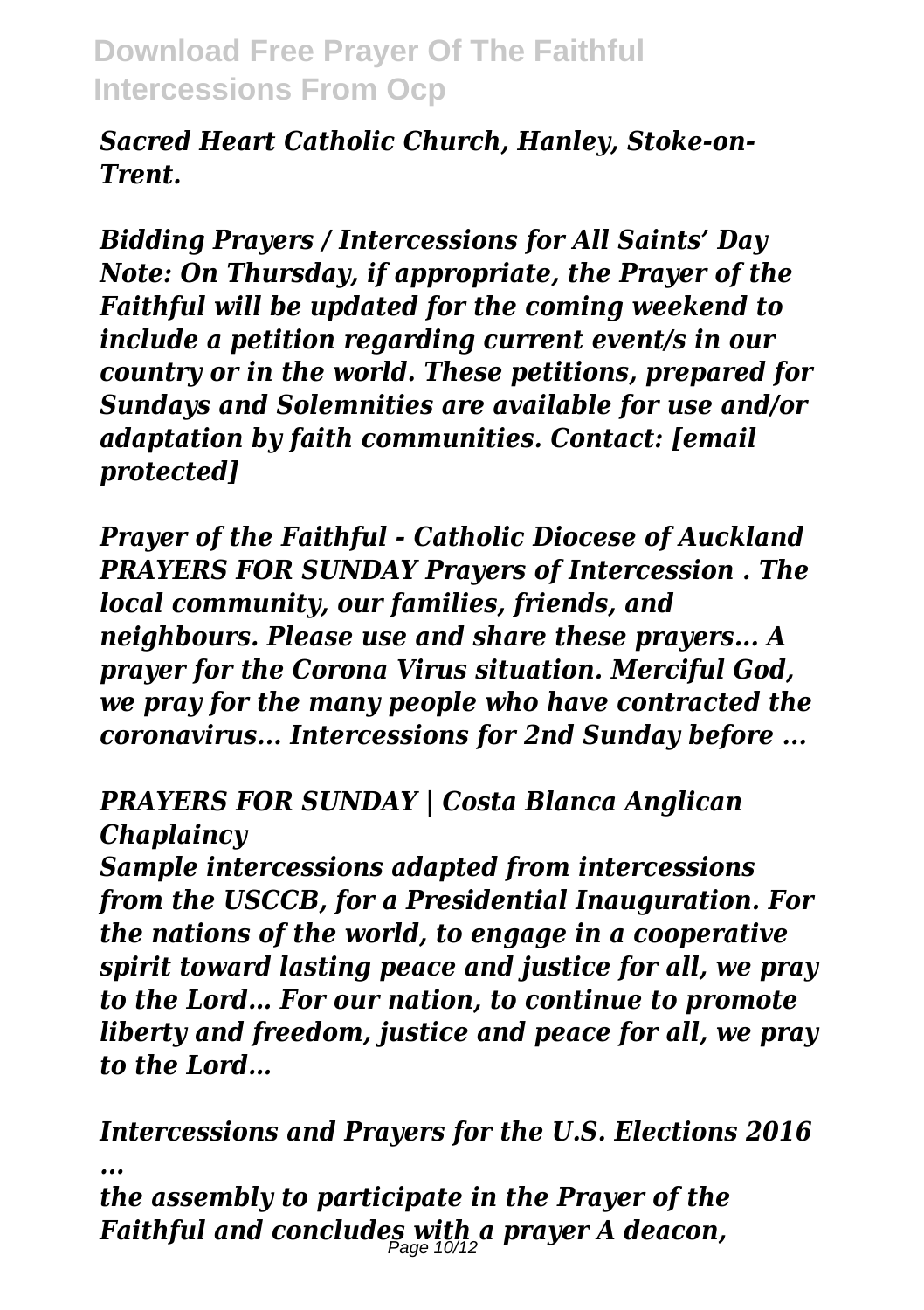*Sacred Heart Catholic Church, Hanley, Stoke-on-Trent.*

***Bidding Prayers / Intercessions for All Saints' Day Note: On Thursday, if appropriate, the Prayer of the Faithful will be updated for the coming weekend to include a petition regarding current event/s in our country or in the world. These petitions, prepared for Sundays and Solemnities are available for use and/or adaptation by faith communities. Contact: [email protected]***

***Prayer of the Faithful - Catholic Diocese of Auckland PRAYERS FOR SUNDAY Prayers of Intercession . The local community, our families, friends, and neighbours. Please use and share these prayers... A prayer for the Corona Virus situation. Merciful God, we pray for the many people who have contracted the coronavirus... Intercessions for 2nd Sunday before ...***

***PRAYERS FOR SUNDAY | Costa Blanca Anglican Chaplaincy***

***Sample intercessions adapted from intercessions from the USCCB, for a Presidential Inauguration. For the nations of the world, to engage in a cooperative spirit toward lasting peace and justice for all, we pray to the Lord… For our nation, to continue to promote liberty and freedom, justice and peace for all, we pray to the Lord…***

***Intercessions and Prayers for the U.S. Elections 2016 ...***

***the assembly to participate in the Prayer of the Faithful and concludes with a prayer A deacon,***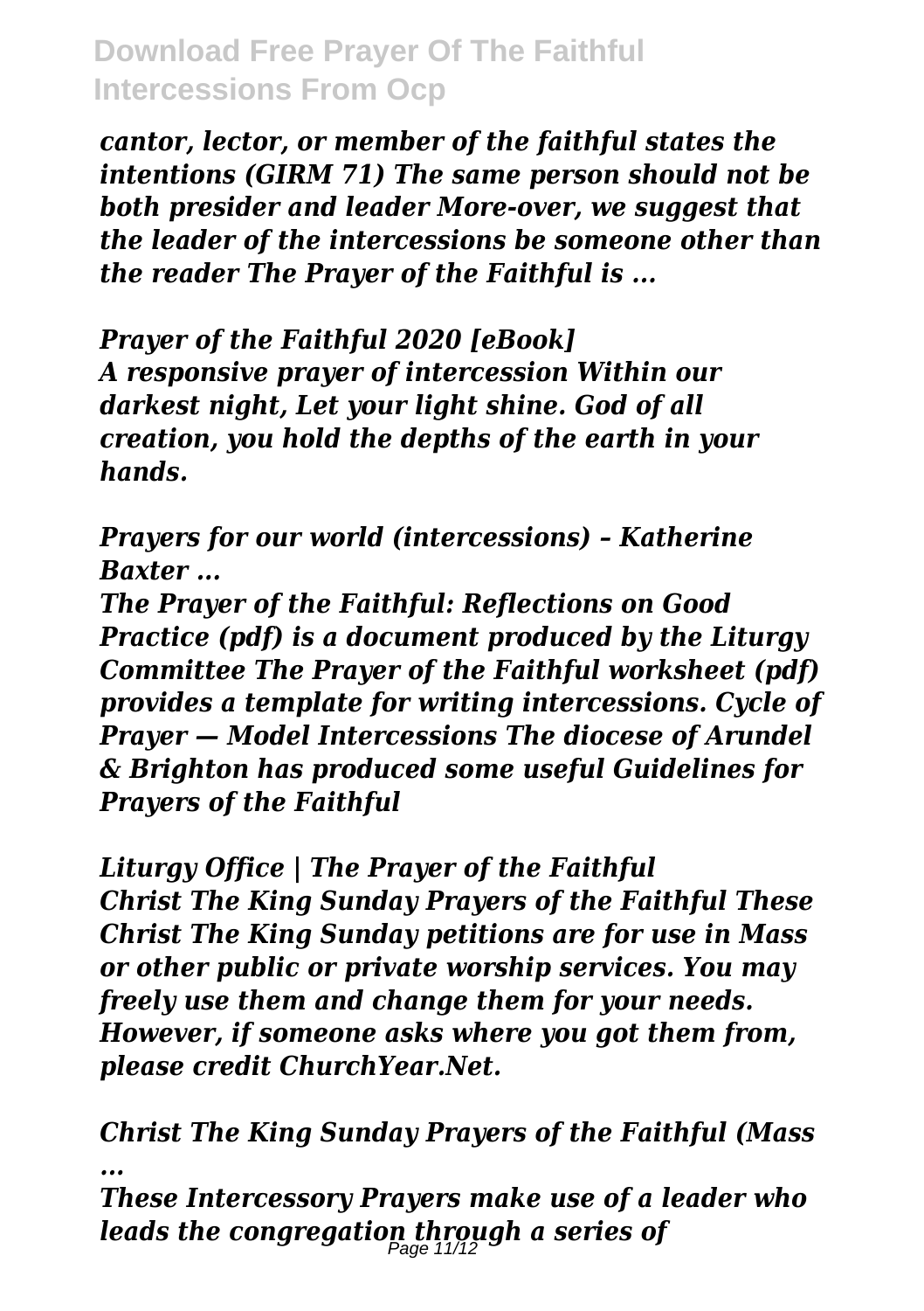*cantor, lector, or member of the faithful states the intentions (GIRM 71) The same person should not be both presider and leader More-over, we suggest that the leader of the intercessions be someone other than the reader The Prayer of the Faithful is ...*

*Prayer of the Faithful 2020 [eBook]*
*A responsive prayer of intercession Within our darkest night, Let your light shine. God of all creation, you hold the depths of the earth in your hands.*

*Prayers for our world (intercessions) – Katherine Baxter ...*
*The Prayer of the Faithful: Reflections on Good Practice (pdf) is a document produced by the Liturgy Committee The Prayer of the Faithful worksheet (pdf) provides a template for writing intercessions. Cycle of Prayer — Model Intercessions The diocese of Arundel & Brighton has produced some useful Guidelines for Prayers of the Faithful*

*Liturgy Office | The Prayer of the Faithful*
*Christ The King Sunday Prayers of the Faithful These Christ The King Sunday petitions are for use in Mass or other public or private worship services. You may freely use them and change them for your needs. However, if someone asks where you got them from, please credit ChurchYear.Net.*

*Christ The King Sunday Prayers of the Faithful (Mass ...*
*These Intercessory Prayers make use of a leader who leads the congregation through a series of*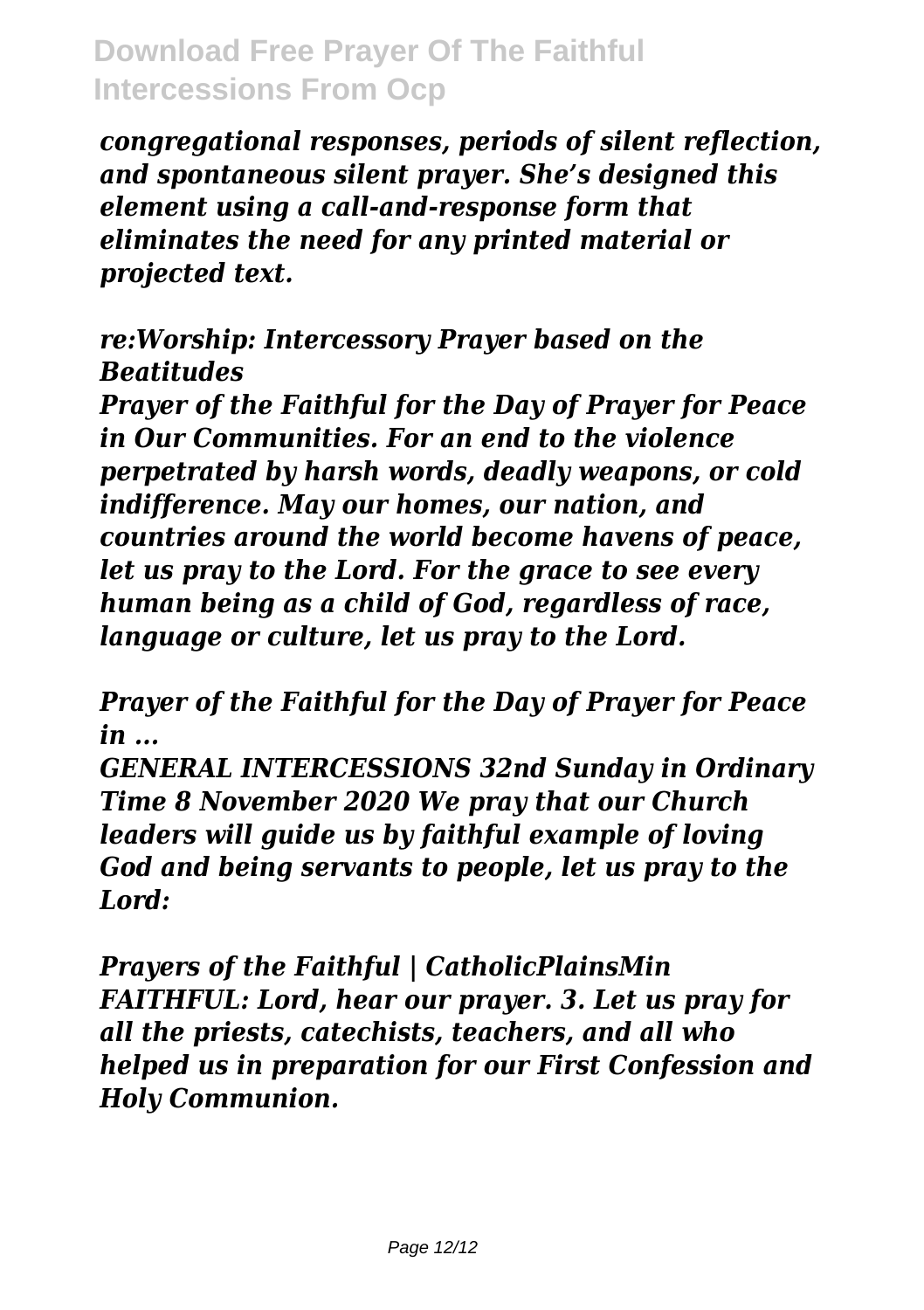*congregational responses, periods of silent reflection, and spontaneous silent prayer. She's designed this element using a call-and-response form that eliminates the need for any printed material or projected text.*

*re:Worship: Intercessory Prayer based on the Beatitudes*

*Prayer of the Faithful for the Day of Prayer for Peace in Our Communities. For an end to the violence perpetrated by harsh words, deadly weapons, or cold indifference. May our homes, our nation, and countries around the world become havens of peace, let us pray to the Lord. For the grace to see every human being as a child of God, regardless of race, language or culture, let us pray to the Lord.*

*Prayer of the Faithful for the Day of Prayer for Peace in ...*

*GENERAL INTERCESSIONS 32nd Sunday in Ordinary Time 8 November 2020 We pray that our Church leaders will guide us by faithful example of loving God and being servants to people, let us pray to the Lord:*

*Prayers of the Faithful | CatholicPlainsMin*

*FAITHFUL: Lord, hear our prayer. 3. Let us pray for all the priests, catechists, teachers, and all who helped us in preparation for our First Confession and Holy Communion.*